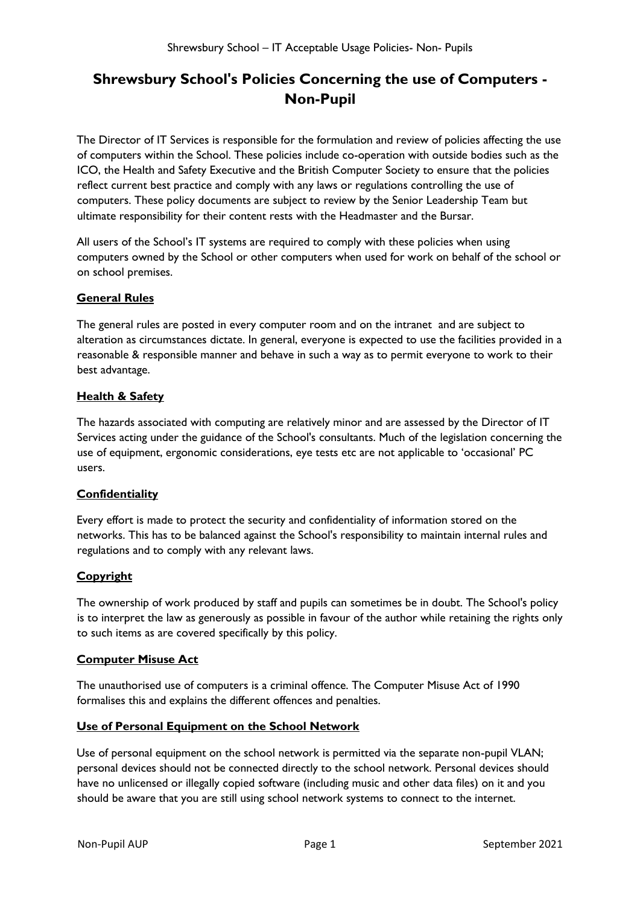# Shrewsbury School's Policies Concerning the use of Computers - Non-Pupil

The Director of IT Services is responsible for the formulation and review of policies affecting the use of computers within the School. These policies include co-operation with outside bodies such as the ICO, the Health and Safety Executive and the British Computer Society to ensure that the policies reflect current best practice and comply with any laws or regulations controlling the use of computers. These policy documents are subject to review by the Senior Leadership Team but ultimate responsibility for their content rests with the Headmaster and the Bursar.

All users of the School's IT systems are required to comply with these policies when using computers owned by the School or other computers when used for work on behalf of the school or on school premises.

## General Rules

The general rules are posted in every computer room and on the intranet and are subject to alteration as circumstances dictate. In general, everyone is expected to use the facilities provided in a reasonable & responsible manner and behave in such a way as to permit everyone to work to their best advantage.

## Health & Safety

The hazards associated with computing are relatively minor and are assessed by the Director of IT Services acting under the guidance of the School's consultants. Much of the legislation concerning the use of equipment, ergonomic considerations, eye tests etc are not applicable to 'occasional' PC users.

## Confidentiality

Every effort is made to protect the security and confidentiality of information stored on the networks. This has to be balanced against the School's responsibility to maintain internal rules and regulations and to comply with any relevant laws.

## Copyright

The ownership of work produced by staff and pupils can sometimes be in doubt. The School's policy is to interpret the law as generously as possible in favour of the author while retaining the rights only to such items as are covered specifically by this policy.

## Computer Misuse Act

The unauthorised use of computers is a criminal offence. The Computer Misuse Act of 1990 formalises this and explains the different offences and penalties.

## Use of Personal Equipment on the School Network

Use of personal equipment on the school network is permitted via the separate non-pupil VLAN; personal devices should not be connected directly to the school network. Personal devices should have no unlicensed or illegally copied software (including music and other data files) on it and you should be aware that you are still using school network systems to connect to the internet.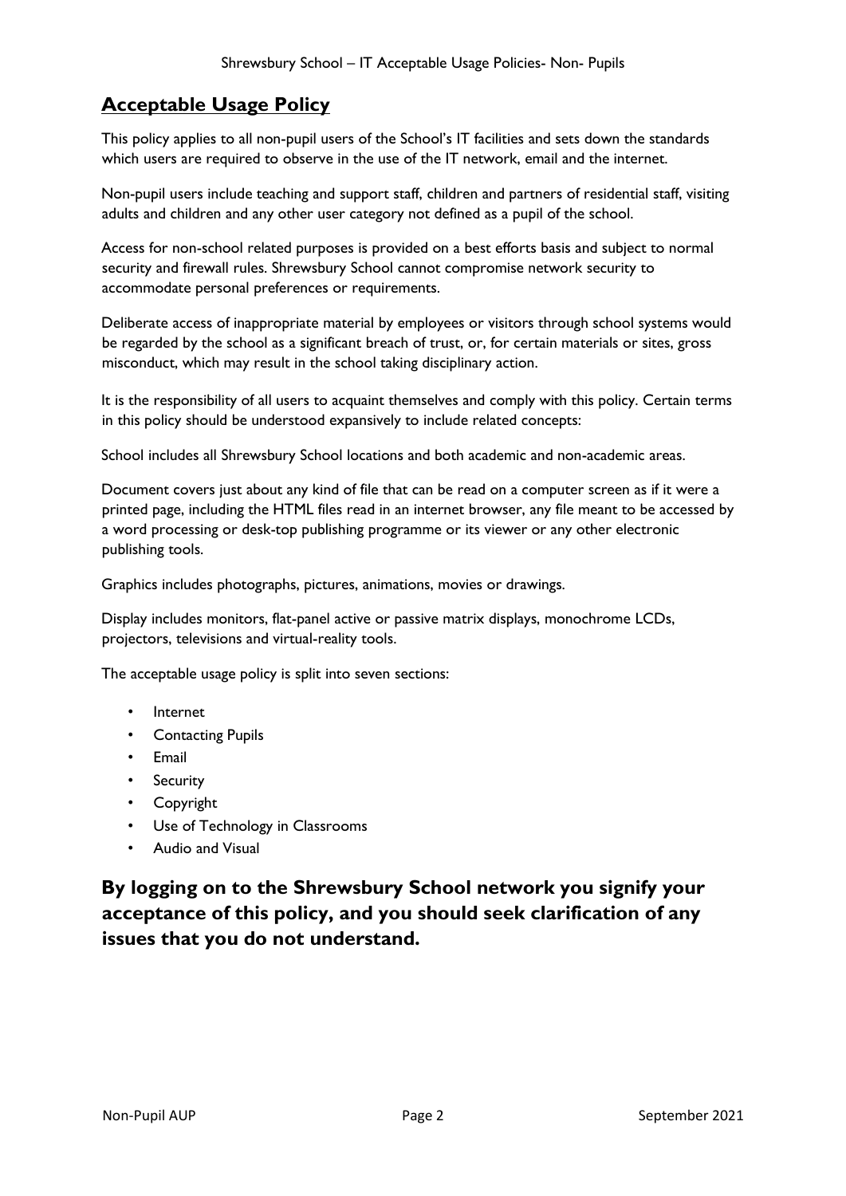## Acceptable Usage Policy

This policy applies to all non-pupil users of the School's IT facilities and sets down the standards which users are required to observe in the use of the IT network, email and the internet.

Non-pupil users include teaching and support staff, children and partners of residential staff, visiting adults and children and any other user category not defined as a pupil of the school.

Access for non-school related purposes is provided on a best efforts basis and subject to normal security and firewall rules. Shrewsbury School cannot compromise network security to accommodate personal preferences or requirements.

Deliberate access of inappropriate material by employees or visitors through school systems would be regarded by the school as a significant breach of trust, or, for certain materials or sites, gross misconduct, which may result in the school taking disciplinary action.

It is the responsibility of all users to acquaint themselves and comply with this policy. Certain terms in this policy should be understood expansively to include related concepts:

School includes all Shrewsbury School locations and both academic and non-academic areas.

Document covers just about any kind of file that can be read on a computer screen as if it were a printed page, including the HTML files read in an internet browser, any file meant to be accessed by a word processing or desk-top publishing programme or its viewer or any other electronic publishing tools.

Graphics includes photographs, pictures, animations, movies or drawings.

Display includes monitors, flat-panel active or passive matrix displays, monochrome LCDs, projectors, televisions and virtual-reality tools.

The acceptable usage policy is split into seven sections:

- Internet
- Contacting Pupils
- Email
- Security
- Copyright
- Use of Technology in Classrooms
- Audio and Visual

**By logging on to the Shrewsbury School network you signify your acceptance of this policy, and you should seek clarification of any issues that you do not understand.**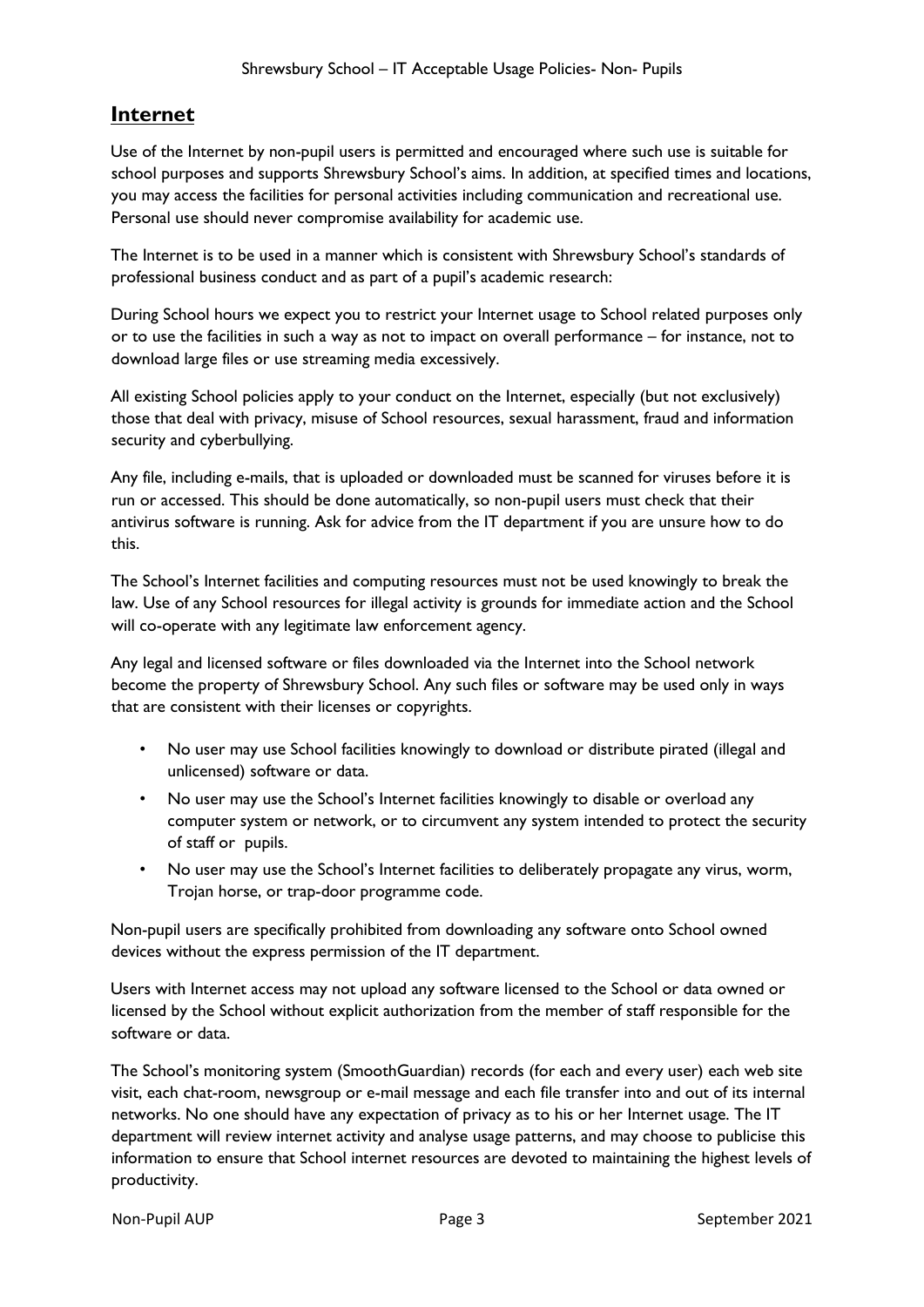## Internet

Use of the Internet by non-pupil users is permitted and encouraged where such use is suitable for school purposes and supports Shrewsbury School's aims. In addition, at specified times and locations, you may access the facilities for personal activities including communication and recreational use. Personal use should never compromise availability for academic use.

The Internet is to be used in a manner which is consistent with Shrewsbury School's standards of professional business conduct and as part of a pupil's academic research:

During School hours we expect you to restrict your Internet usage to School related purposes only or to use the facilities in such a way as not to impact on overall performance – for instance, not to download large files or use streaming media excessively.

All existing School policies apply to your conduct on the Internet, especially (but not exclusively) those that deal with privacy, misuse of School resources, sexual harassment, fraud and information security and cyberbullying.

Any file, including e-mails, that is uploaded or downloaded must be scanned for viruses before it is run or accessed. This should be done automatically, so non-pupil users must check that their antivirus software is running. Ask for advice from the IT department if you are unsure how to do this.

The School's Internet facilities and computing resources must not be used knowingly to break the law. Use of any School resources for illegal activity is grounds for immediate action and the School will co-operate with any legitimate law enforcement agency.

Any legal and licensed software or files downloaded via the Internet into the School network become the property of Shrewsbury School. Any such files or software may be used only in ways that are consistent with their licenses or copyrights.

- No user may use School facilities knowingly to download or distribute pirated (illegal and unlicensed) software or data.
- No user may use the School's Internet facilities knowingly to disable or overload any computer system or network, or to circumvent any system intended to protect the security of staff or pupils.
- No user may use the School's Internet facilities to deliberately propagate any virus, worm, Trojan horse, or trap-door programme code.

Non-pupil users are specifically prohibited from downloading any software onto School owned devices without the express permission of the IT department.

Users with Internet access may not upload any software licensed to the School or data owned or licensed by the School without explicit authorization from the member of staff responsible for the software or data.

The School's monitoring system (SmoothGuardian) records (for each and every user) each web site visit, each chat-room, newsgroup or e-mail message and each file transfer into and out of its internal networks. No one should have any expectation of privacy as to his or her Internet usage. The IT department will review internet activity and analyse usage patterns, and may choose to publicise this information to ensure that School internet resources are devoted to maintaining the highest levels of productivity.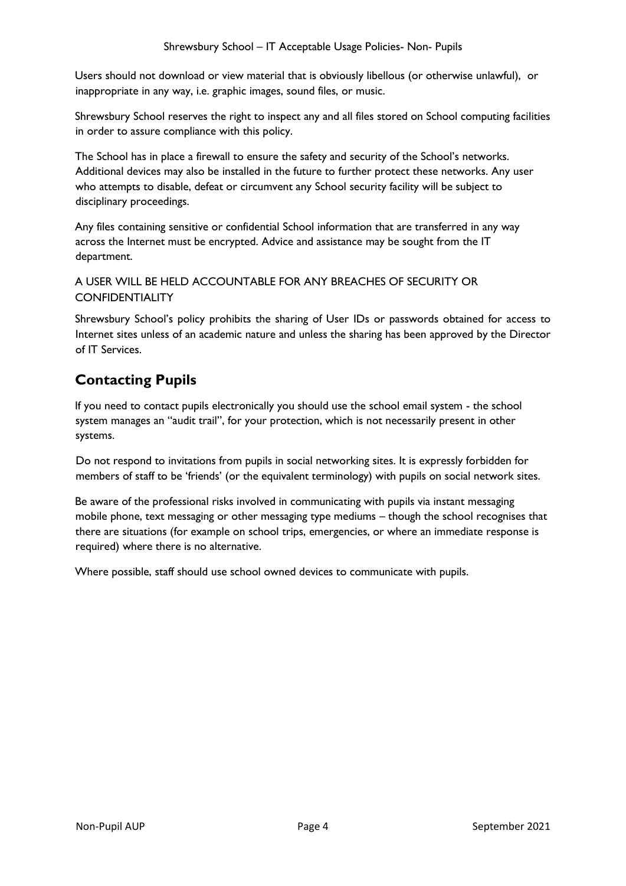Users should not download or view material that is obviously libellous (or otherwise unlawful), or inappropriate in any way, i.e. graphic images, sound files, or music.

Shrewsbury School reserves the right to inspect any and all files stored on School computing facilities in order to assure compliance with this policy.

The School has in place a firewall to ensure the safety and security of the School's networks. Additional devices may also be installed in the future to further protect these networks. Any user who attempts to disable, defeat or circumvent any School security facility will be subject to disciplinary proceedings.

Any files containing sensitive or confidential School information that are transferred in any way across the Internet must be encrypted. Advice and assistance may be sought from the IT department.

A USER WILL BE HELD ACCOUNTABLE FOR ANY BREACHES OF SECURITY OR CONFIDENTIALITY

Shrewsbury School's policy prohibits the sharing of User IDs or passwords obtained for access to Internet sites unless of an academic nature and unless the sharing has been approved by the Director of IT Services.

## Contacting Pupils

If you need to contact pupils electronically you should use the school email system - the school system manages an "audit trail", for your protection, which is not necessarily present in other systems.

Do not respond to invitations from pupils in social networking sites. It is expressly forbidden for members of staff to be 'friends' (or the equivalent terminology) with pupils on social network sites.

Be aware of the professional risks involved in communicating with pupils via instant messaging mobile phone, text messaging or other messaging type mediums – though the school recognises that there are situations (for example on school trips, emergencies, or where an immediate response is required) where there is no alternative.

Where possible, staff should use school owned devices to communicate with pupils.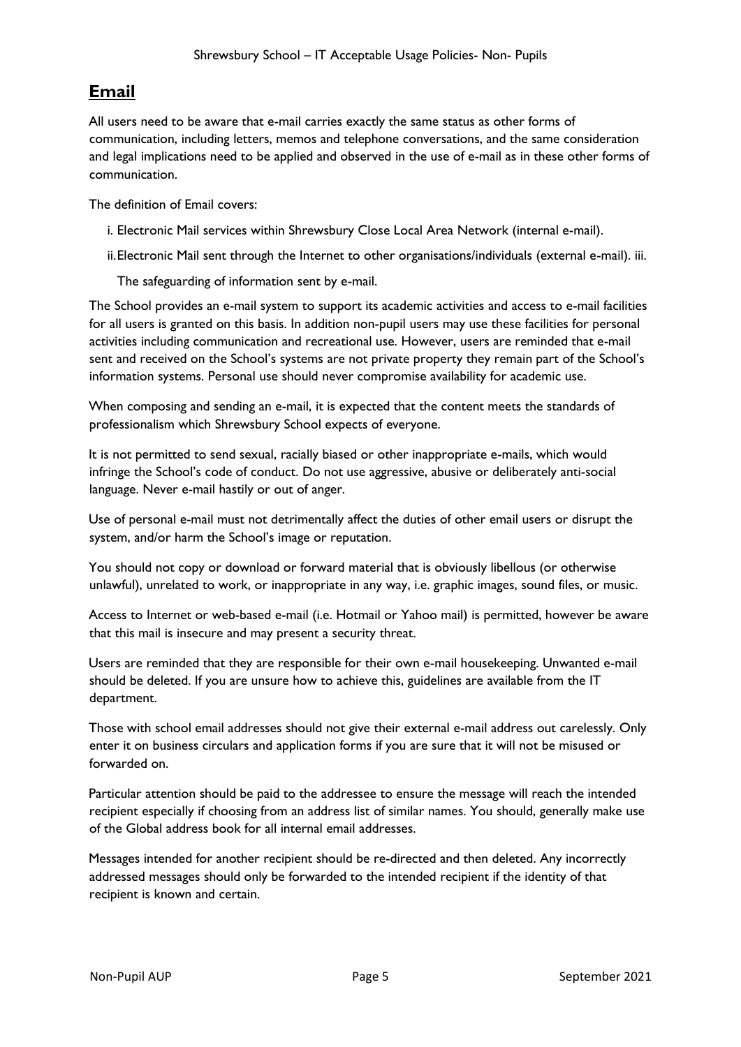## Email

All users need to be aware that e-mail carries exactly the same status as other forms of communication, including letters, memos and telephone conversations, and the same consideration and legal implications need to be applied and observed in the use of e-mail as in these other forms of communication.

The definition of Email covers:

i. Electronic Mail services within Shrewsbury Close Local Area Network (internal e-mail).

ii. Electronic Mail sent through the Internet to other organisations/individuals (external e-mail).

iii. The safeguarding of information sent by e-mail.

The School provides an e-mail system to support its academic activities and access to e-mail facilities for all users is granted on this basis. In addition non-pupil users may use these facilities for personal activities including communication and recreational use. However, users are reminded that e-mail sent and received on the School's systems are not private property they remain part of the School's information systems. Personal use should never compromise availability for academic use.

When composing and sending an e-mail, it is expected that the content meets the standards of professionalism which Shrewsbury School expects of everyone.

It is not permitted to send sexual, racially biased or other inappropriate e-mails, which would infringe the School's code of conduct. Do not use aggressive, abusive or deliberately anti-social language. Never e-mail hastily or out of anger.

Use of personal e-mail must not detrimentally affect the duties of other email users or disrupt the system, and/or harm the School's image or reputation.

You should not copy or download or forward material that is obviously libellous (or otherwise unlawful), unrelated to work, or inappropriate in any way, i.e. graphic images, sound files, or music.

Access to Internet or web-based e-mail (i.e. Hotmail or Yahoo mail) is permitted, however be aware that this mail is insecure and may present a security threat.

Users are reminded that they are responsible for their own e-mail housekeeping. Unwanted e-mail should be deleted. If you are unsure how to achieve this, guidelines are available from the IT department.

Those with school email addresses should not give their external e-mail address out carelessly. Only enter it on business circulars and application forms if you are sure that it will not be misused or forwarded on.

Particular attention should be paid to the addressee to ensure the message will reach the intended recipient especially if choosing from an address list of similar names. You should, generally make use of the Global address book for all internal email addresses.

Messages intended for another recipient should be re-directed and then deleted. Any incorrectly addressed messages should only be forwarded to the intended recipient if the identity of that recipient is known and certain.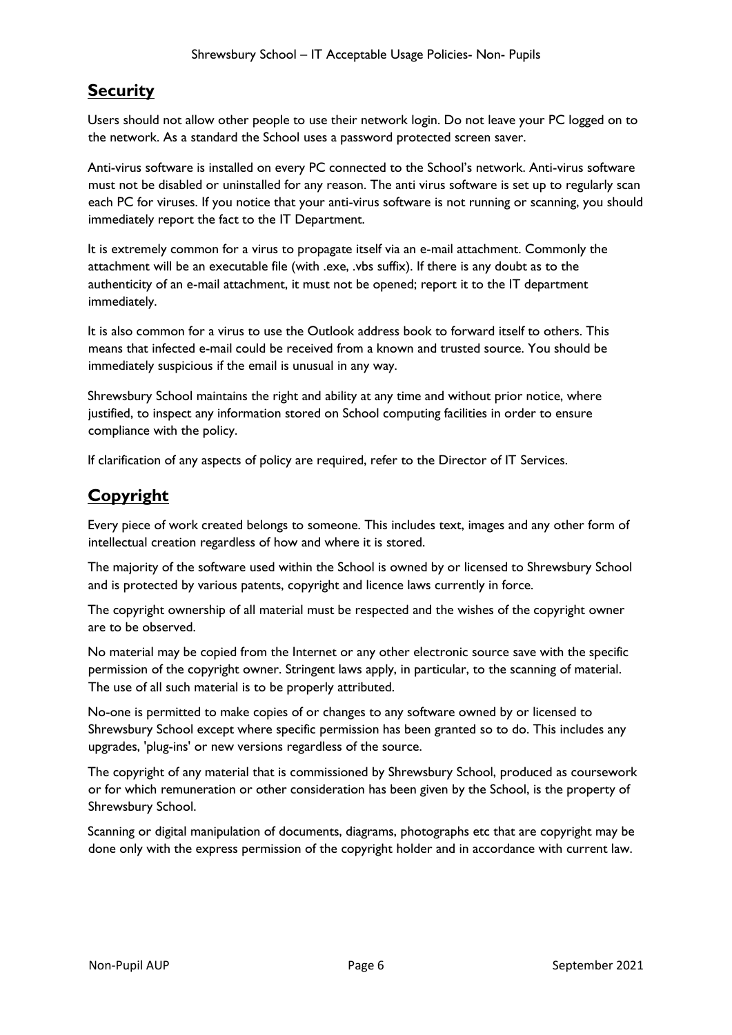## Security

Users should not allow other people to use their network login. Do not leave your PC logged on to the network. As a standard the School uses a password protected screen saver.

Anti-virus software is installed on every PC connected to the School's network. Anti-virus software must not be disabled or uninstalled for any reason. The anti virus software is set up to regularly scan each PC for viruses. If you notice that your anti-virus software is not running or scanning, you should immediately report the fact to the IT Department.

It is extremely common for a virus to propagate itself via an e-mail attachment. Commonly the attachment will be an executable file (with .exe, .vbs suffix). If there is any doubt as to the authenticity of an e-mail attachment, it must not be opened; report it to the IT department immediately.

It is also common for a virus to use the Outlook address book to forward itself to others. This means that infected e-mail could be received from a known and trusted source. You should be immediately suspicious if the email is unusual in any way.

Shrewsbury School maintains the right and ability at any time and without prior notice, where justified, to inspect any information stored on School computing facilities in order to ensure compliance with the policy.

If clarification of any aspects of policy are required, refer to the Director of IT Services.

## Copyright

Every piece of work created belongs to someone. This includes text, images and any other form of intellectual creation regardless of how and where it is stored.

The majority of the software used within the School is owned by or licensed to Shrewsbury School and is protected by various patents, copyright and licence laws currently in force.

The copyright ownership of all material must be respected and the wishes of the copyright owner are to be observed.

No material may be copied from the Internet or any other electronic source save with the specific permission of the copyright owner. Stringent laws apply, in particular, to the scanning of material. The use of all such material is to be properly attributed.

No-one is permitted to make copies of or changes to any software owned by or licensed to Shrewsbury School except where specific permission has been granted so to do. This includes any upgrades, 'plug-ins' or new versions regardless of the source.

The copyright of any material that is commissioned by Shrewsbury School, produced as coursework or for which remuneration or other consideration has been given by the School, is the property of Shrewsbury School.

Scanning or digital manipulation of documents, diagrams, photographs etc that are copyright may be done only with the express permission of the copyright holder and in accordance with current law.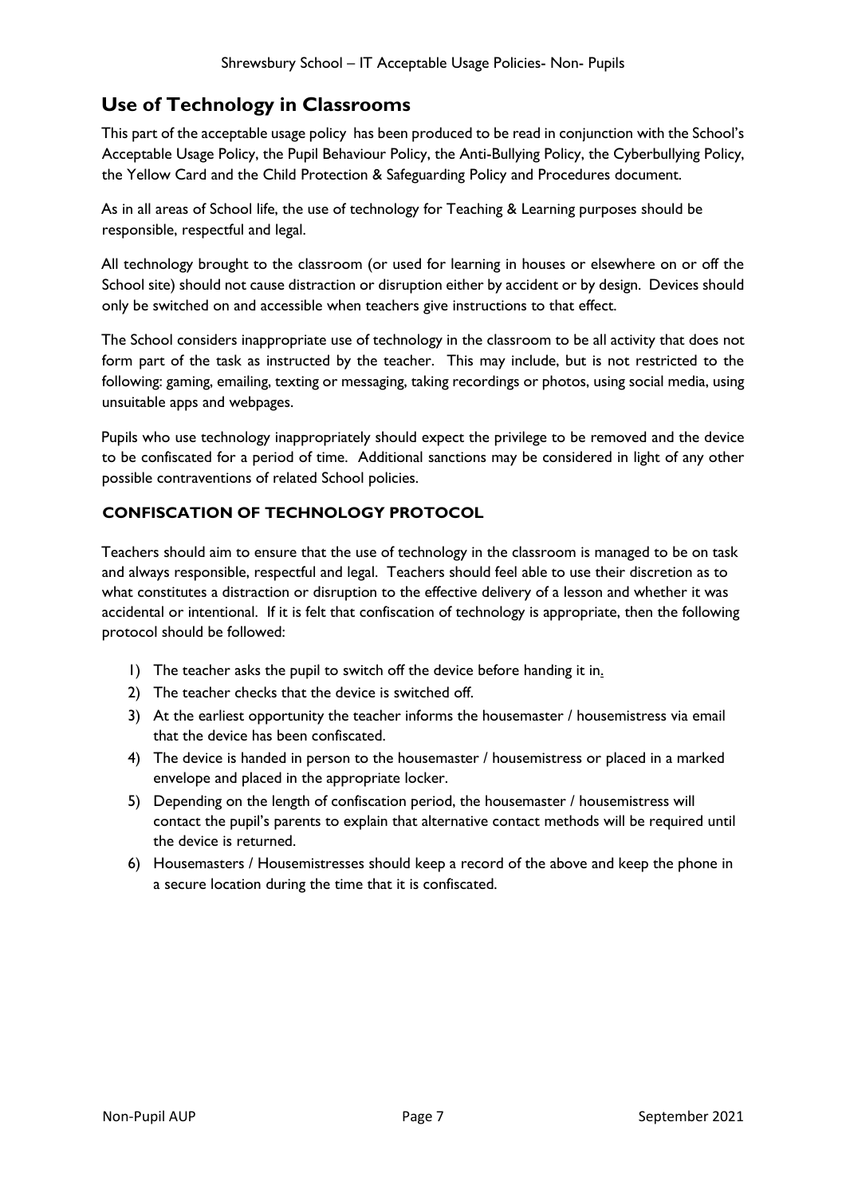## Use of Technology in Classrooms

This part of the acceptable usage policy has been produced to be read in conjunction with the School's Acceptable Usage Policy, the Pupil Behaviour Policy, the Anti-Bullying Policy, the Cyberbullying Policy, the Yellow Card and the Child Protection & Safeguarding Policy and Procedures document.

As in all areas of School life, the use of technology for Teaching & Learning purposes should be responsible, respectful and legal.

All technology brought to the classroom (or used for learning in houses or elsewhere on or off the School site) should not cause distraction or disruption either by accident or by design. Devices should only be switched on and accessible when teachers give instructions to that effect.

The School considers inappropriate use of technology in the classroom to be all activity that does not form part of the task as instructed by the teacher. This may include, but is not restricted to the following: gaming, emailing, texting or messaging, taking recordings or photos, using social media, using unsuitable apps and webpages.

Pupils who use technology inappropriately should expect the privilege to be removed and the device to be confiscated for a period of time. Additional sanctions may be considered in light of any other possible contraventions of related School policies.

### CONFISCATION OF TECHNOLOGY PROTOCOL

Teachers should aim to ensure that the use of technology in the classroom is managed to be on task and always responsible, respectful and legal. Teachers should feel able to use their discretion as to what constitutes a distraction or disruption to the effective delivery of a lesson and whether it was accidental or intentional. If it is felt that confiscation of technology is appropriate, then the following protocol should be followed:

1) The teacher asks the pupil to switch off the device before handing it in.
2) The teacher checks that the device is switched off.
3) At the earliest opportunity the teacher informs the housemaster / housemistress via email that the device has been confiscated.
4) The device is handed in person to the housemaster / housemistress or placed in a marked envelope and placed in the appropriate locker.
5) Depending on the length of confiscation period, the housemaster / housemistress will contact the pupil's parents to explain that alternative contact methods will be required until the device is returned.
6) Housemasters / Housemistresses should keep a record of the above and keep the phone in a secure location during the time that it is confiscated.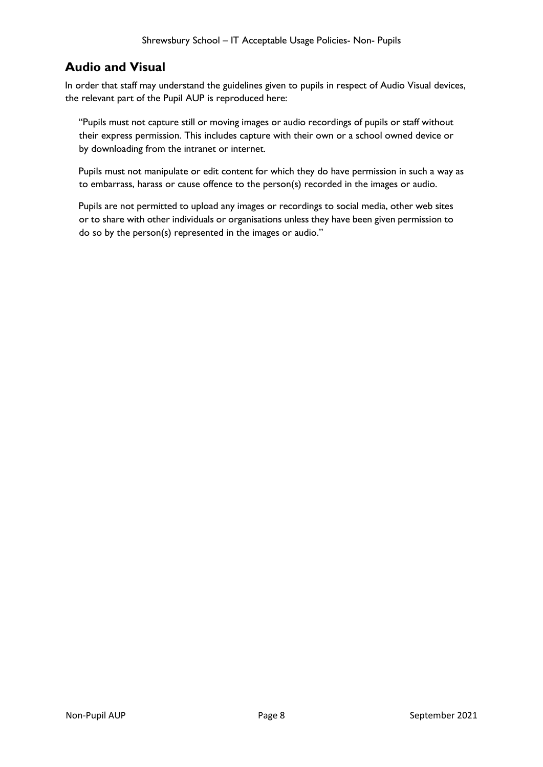## Audio and Visual

In order that staff may understand the guidelines given to pupils in respect of Audio Visual devices, the relevant part of the Pupil AUP is reproduced here:

> "Pupils must not capture still or moving images or audio recordings of pupils or staff without their express permission. This includes capture with their own or a school owned device or by downloading from the intranet or internet.
>
> Pupils must not manipulate or edit content for which they do have permission in such a way as to embarrass, harass or cause offence to the person(s) recorded in the images or audio.
>
> Pupils are not permitted to upload any images or recordings to social media, other web sites or to share with other individuals or organisations unless they have been given permission to do so by the person(s) represented in the images or audio."